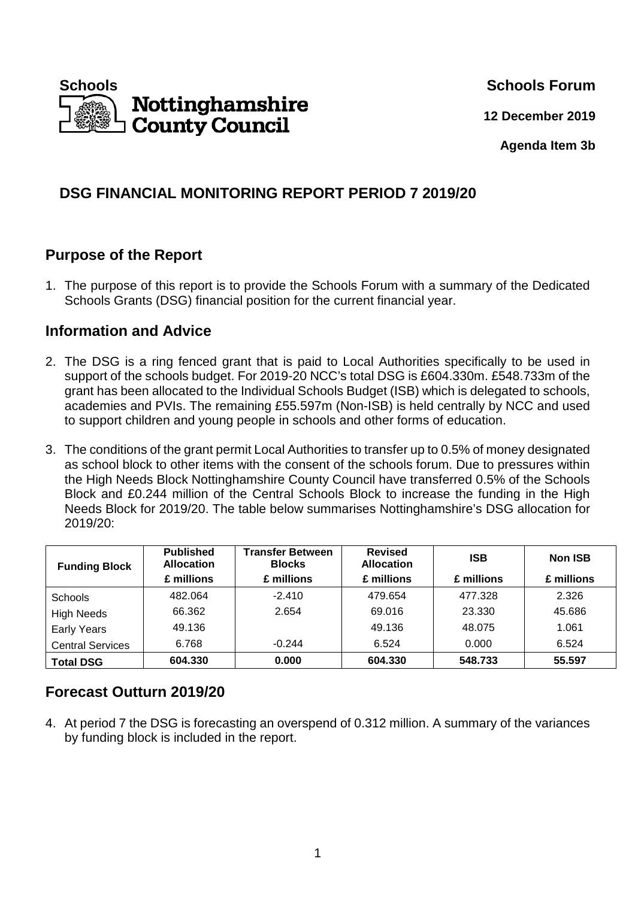**Schools**

**Nottinghamshire County Council**

**Schools Forum**

**12 December 2019**

**Agenda Item 3b**

# DSG FINANCIAL MONITORING REPORT PERIOD 7 2019/20

## Purpose of the Report

1. The purpose of this report is to provide the Schools Forum with a summary of the Dedicated Schools Grants (DSG) financial position for the current financial year.

## Information and Advice

2. The DSG is a ring fenced grant that is paid to Local Authorities specifically to be used in support of the schools budget. For 2019-20 NCC's total DSG is £604.330m. £548.733m of the grant has been allocated to the Individual Schools Budget (ISB) which is delegated to schools, academies and PVIs. The remaining £55.597m (Non-ISB) is held centrally by NCC and used to support children and young people in schools and other forms of education.

3. The conditions of the grant permit Local Authorities to transfer up to 0.5% of money designated as school block to other items with the consent of the schools forum. Due to pressures within the High Needs Block Nottinghamshire County Council have transferred 0.5% of the Schools Block and £0.244 million of the Central Schools Block to increase the funding in the High Needs Block for 2019/20. The table below summarises Nottinghamshire's DSG allocation for 2019/20:

| Funding Block | Published Allocation | Transfer Between Blocks | Revised Allocation | ISB | Non ISB |
|---|---|---|---|---|---|
| | £ millions | £ millions | £ millions | £ millions | £ millions |
| Schools | 482.064 | -2.410 | 479.654 | 477.328 | 2.326 |
| High Needs | 66.362 | 2.654 | 69.016 | 23.330 | 45.686 |
| Early Years | 49.136 | | 49.136 | 48.075 | 1.061 |
| Central Services | 6.768 | -0.244 | 6.524 | 0.000 | 6.524 |
| **Total DSG** | **604.330** | **0.000** | **604.330** | **548.733** | **55.597** |

## Forecast Outturn 2019/20

4. At period 7 the DSG is forecasting an overspend of 0.312 million. A summary of the variances by funding block is included in the report.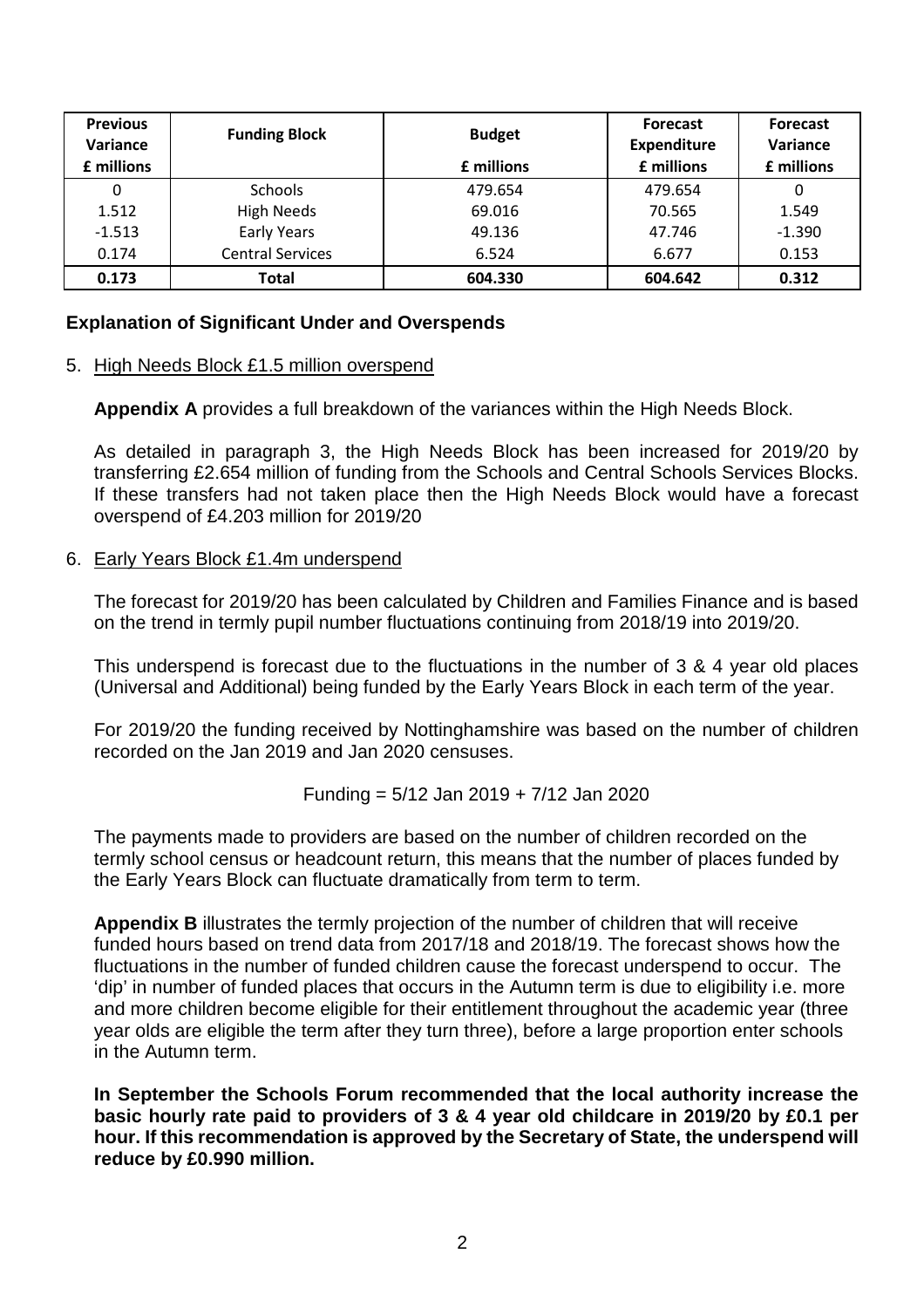| Previous Variance £ millions | Funding Block | Budget £ millions | Forecast Expenditure £ millions | Forecast Variance £ millions |
|---|---|---|---|---|
| 0 | Schools | 479.654 | 479.654 | 0 |
| 1.512 | High Needs | 69.016 | 70.565 | 1.549 |
| -1.513 | Early Years | 49.136 | 47.746 | -1.390 |
| 0.174 | Central Services | 6.524 | 6.677 | 0.153 |
| **0.173** | **Total** | **604.330** | **604.642** | **0.312** |

### Explanation of Significant Under and Overspends

5. High Needs Block £1.5 million overspend

   **Appendix A** provides a full breakdown of the variances within the High Needs Block.

   As detailed in paragraph 3, the High Needs Block has been increased for 2019/20 by transferring £2.654 million of funding from the Schools and Central Schools Services Blocks. If these transfers had not taken place then the High Needs Block would have a forecast overspend of £4.203 million for 2019/20

6. Early Years Block £1.4m underspend

   The forecast for 2019/20 has been calculated by Children and Families Finance and is based on the trend in termly pupil number fluctuations continuing from 2018/19 into 2019/20.

   This underspend is forecast due to the fluctuations in the number of 3 & 4 year old places (Universal and Additional) being funded by the Early Years Block in each term of the year.

   For 2019/20 the funding received by Nottinghamshire was based on the number of children recorded on the Jan 2019 and Jan 2020 censuses.

   Funding = 5/12 Jan 2019 + 7/12 Jan 2020

   The payments made to providers are based on the number of children recorded on the termly school census or headcount return, this means that the number of places funded by the Early Years Block can fluctuate dramatically from term to term.

   **Appendix B** illustrates the termly projection of the number of children that will receive funded hours based on trend data from 2017/18 and 2018/19. The forecast shows how the fluctuations in the number of funded children cause the forecast underspend to occur. The 'dip' in number of funded places that occurs in the Autumn term is due to eligibility i.e. more and more children become eligible for their entitlement throughout the academic year (three year olds are eligible the term after they turn three), before a large proportion enter schools in the Autumn term.

   **In September the Schools Forum recommended that the local authority increase the basic hourly rate paid to providers of 3 & 4 year old childcare in 2019/20 by £0.1 per hour. If this recommendation is approved by the Secretary of State, the underspend will reduce by £0.990 million.**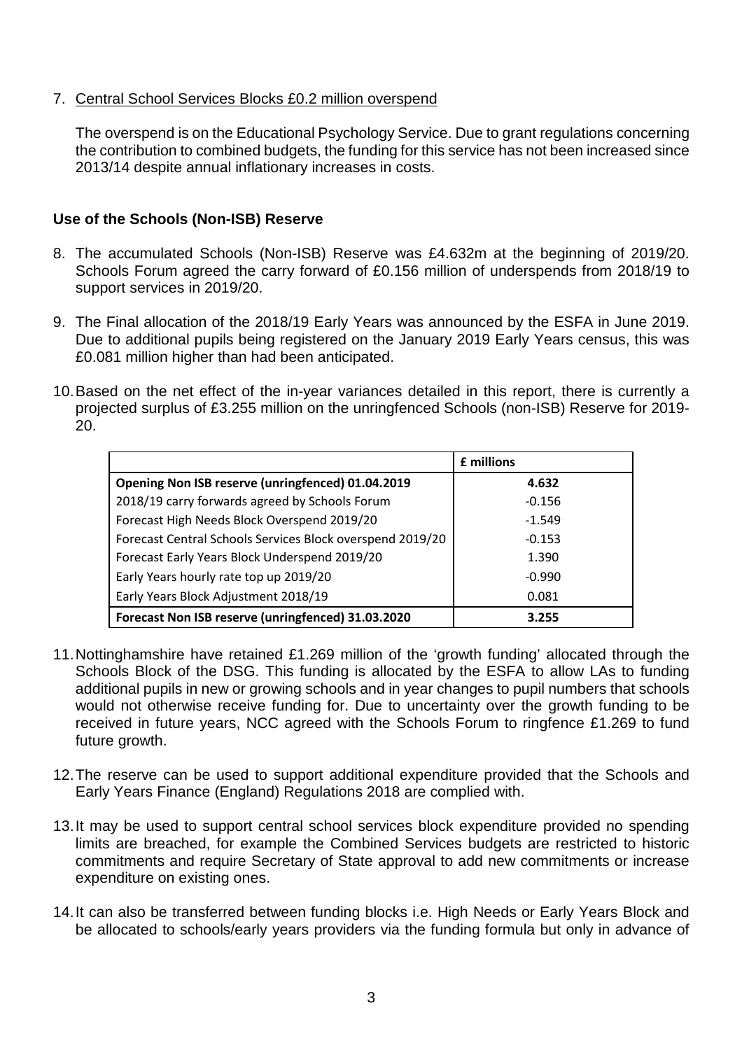7. Central School Services Blocks £0.2 million overspend

   The overspend is on the Educational Psychology Service. Due to grant regulations concerning the contribution to combined budgets, the funding for this service has not been increased since 2013/14 despite annual inflationary increases in costs.

### Use of the Schools (Non-ISB) Reserve

8. The accumulated Schools (Non-ISB) Reserve was £4.632m at the beginning of 2019/20. Schools Forum agreed the carry forward of £0.156 million of underspends from 2018/19 to support services in 2019/20.

9. The Final allocation of the 2018/19 Early Years was announced by the ESFA in June 2019. Due to additional pupils being registered on the January 2019 Early Years census, this was £0.081 million higher than had been anticipated.

10. Based on the net effect of the in-year variances detailed in this report, there is currently a projected surplus of £3.255 million on the unringfenced Schools (non-ISB) Reserve for 2019-20.

| | **£ millions** |
|---|---|
| **Opening Non ISB reserve (unringfenced) 01.04.2019** | **4.632** |
| 2018/19 carry forwards agreed by Schools Forum | -0.156 |
| Forecast High Needs Block Overspend 2019/20 | -1.549 |
| Forecast Central Schools Services Block overspend 2019/20 | -0.153 |
| Forecast Early Years Block Underspend 2019/20 | 1.390 |
| Early Years hourly rate top up 2019/20 | -0.990 |
| Early Years Block Adjustment 2018/19 | 0.081 |
| **Forecast Non ISB reserve (unringfenced) 31.03.2020** | **3.255** |

11. Nottinghamshire have retained £1.269 million of the 'growth funding' allocated through the Schools Block of the DSG. This funding is allocated by the ESFA to allow LAs to funding additional pupils in new or growing schools and in year changes to pupil numbers that schools would not otherwise receive funding for. Due to uncertainty over the growth funding to be received in future years, NCC agreed with the Schools Forum to ringfence £1.269 to fund future growth.

12. The reserve can be used to support additional expenditure provided that the Schools and Early Years Finance (England) Regulations 2018 are complied with.

13. It may be used to support central school services block expenditure provided no spending limits are breached, for example the Combined Services budgets are restricted to historic commitments and require Secretary of State approval to add new commitments or increase expenditure on existing ones.

14. It can also be transferred between funding blocks i.e. High Needs or Early Years Block and be allocated to schools/early years providers via the funding formula but only in advance of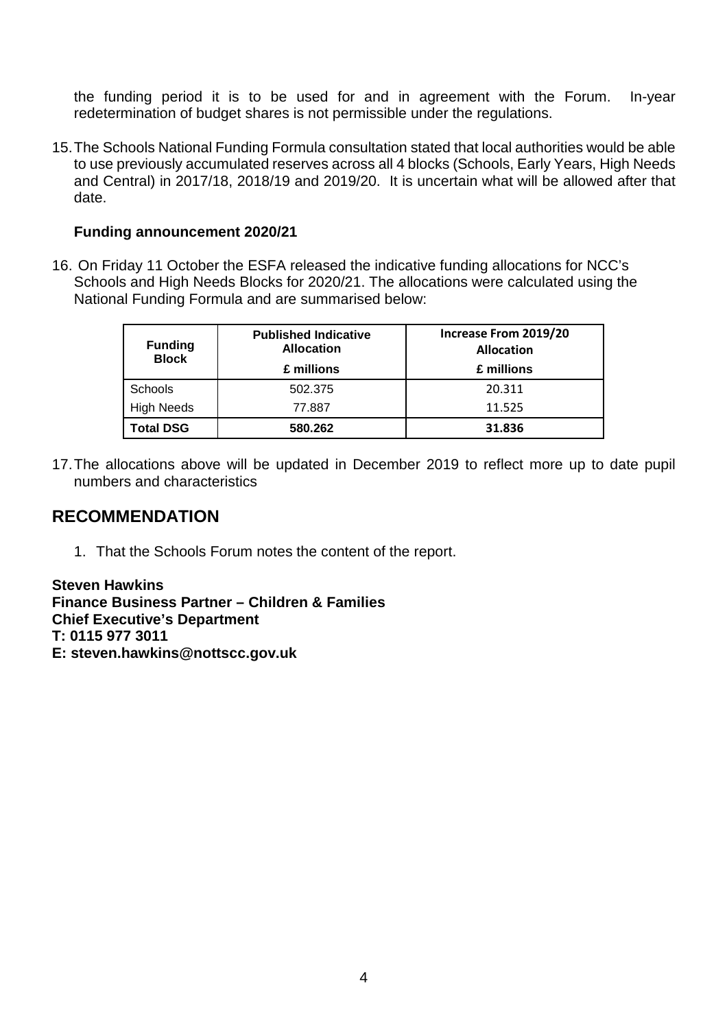the funding period it is to be used for and in agreement with the Forum. In-year redetermination of budget shares is not permissible under the regulations.

15. The Schools National Funding Formula consultation stated that local authorities would be able to use previously accumulated reserves across all 4 blocks (Schools, Early Years, High Needs and Central) in 2017/18, 2018/19 and 2019/20. It is uncertain what will be allowed after that date.

**Funding announcement 2020/21**

16. On Friday 11 October the ESFA released the indicative funding allocations for NCC's Schools and High Needs Blocks for 2020/21. The allocations were calculated using the National Funding Formula and are summarised below:

| Funding Block | Published Indicative Allocation<br>£ millions | Increase From 2019/20 Allocation<br>£ millions |
|---|---|---|
| Schools | 502.375 | 20.311 |
| High Needs | 77.887 | 11.525 |
| **Total DSG** | **580.262** | **31.836** |

17. The allocations above will be updated in December 2019 to reflect more up to date pupil numbers and characteristics

## RECOMMENDATION

1. That the Schools Forum notes the content of the report.

**Steven Hawkins**
**Finance Business Partner – Children & Families**
**Chief Executive's Department**
**T: 0115 977 3011**
**E: steven.hawkins@nottscc.gov.uk**